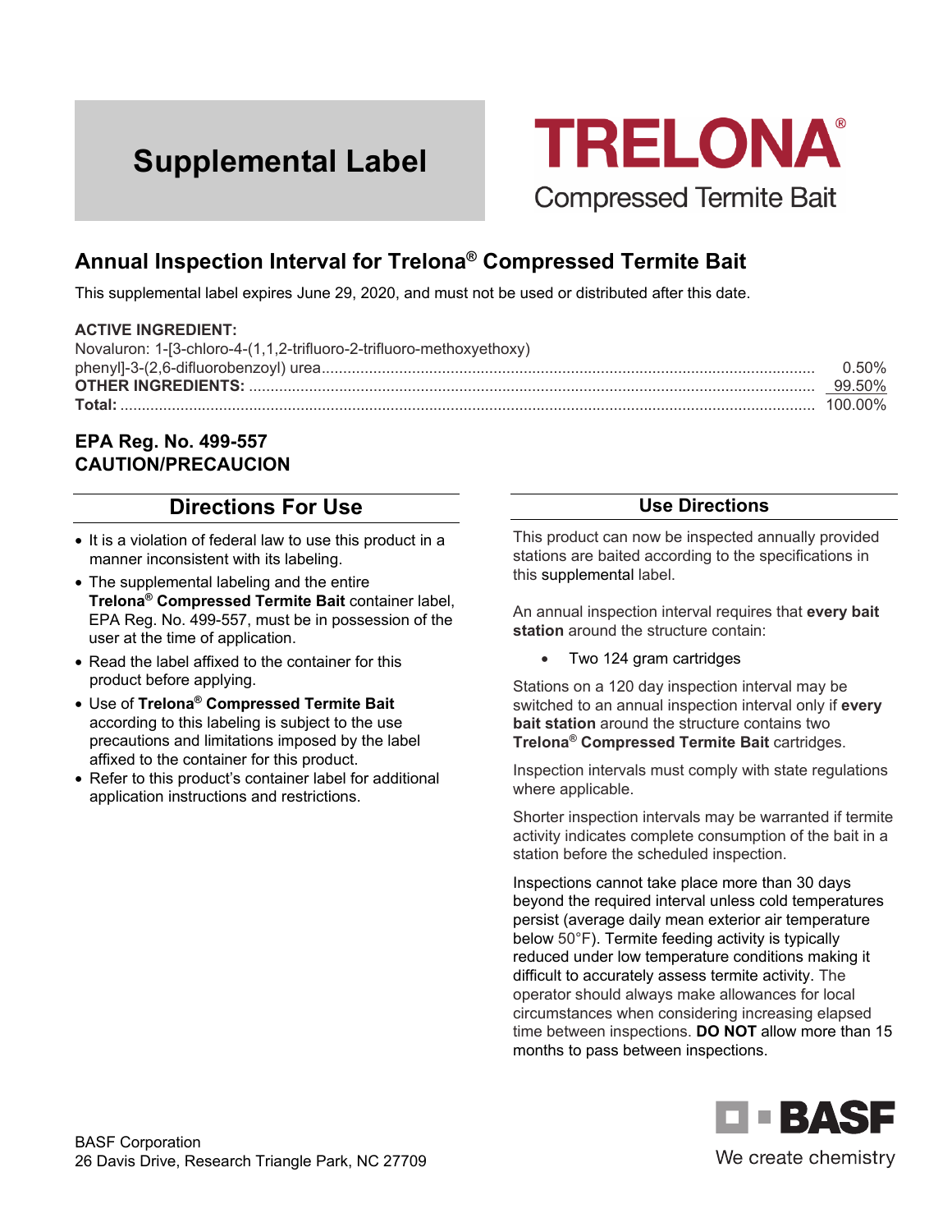# Supplemental Label

# TRELONA®

Compressed Termite Bait

## Annual Inspection Interval for Trelona® Compressed Termite Bait

This supplemental label expires June 29, 2020, and must not be used or distributed after this date.

| **ACTIVE INGREDIENT:** | |
|---|---|
| Novaluron: 1-[3-chloro-4-(1,1,2-trifluoro-2-trifluoro-methoxyethoxy) phenyl]-3-(2,6-difluorobenzoyl) urea | 0.50% |
| **OTHER INGREDIENTS:** | 99.50% |
| **Total:** | 100.00% |

**EPA Reg. No. 499-557**
**CAUTION/PRECAUCION**

## Directions For Use

- It is a violation of federal law to use this product in a manner inconsistent with its labeling.
- The supplemental labeling and the entire **Trelona® Compressed Termite Bait** container label, EPA Reg. No. 499-557, must be in possession of the user at the time of application.
- Read the label affixed to the container for this product before applying.
- Use of **Trelona® Compressed Termite Bait** according to this labeling is subject to the use precautions and limitations imposed by the label affixed to the container for this product.
- Refer to this product's container label for additional application instructions and restrictions.

## Use Directions

This product can now be inspected annually provided stations are baited according to the specifications in this supplemental label.

An annual inspection interval requires that **every bait station** around the structure contain:

- Two 124 gram cartridges

Stations on a 120 day inspection interval may be switched to an annual inspection interval only if **every bait station** around the structure contains two **Trelona® Compressed Termite Bait** cartridges.

Inspection intervals must comply with state regulations where applicable.

Shorter inspection intervals may be warranted if termite activity indicates complete consumption of the bait in a station before the scheduled inspection.

Inspections cannot take place more than 30 days beyond the required interval unless cold temperatures persist (average daily mean exterior air temperature below 50°F). Termite feeding activity is typically reduced under low temperature conditions making it difficult to accurately assess termite activity. The operator should always make allowances for local circumstances when considering increasing elapsed time between inspections. **DO NOT** allow more than 15 months to pass between inspections.

BASF Corporation
26 Davis Drive, Research Triangle Park, NC 27709

BASF
We create chemistry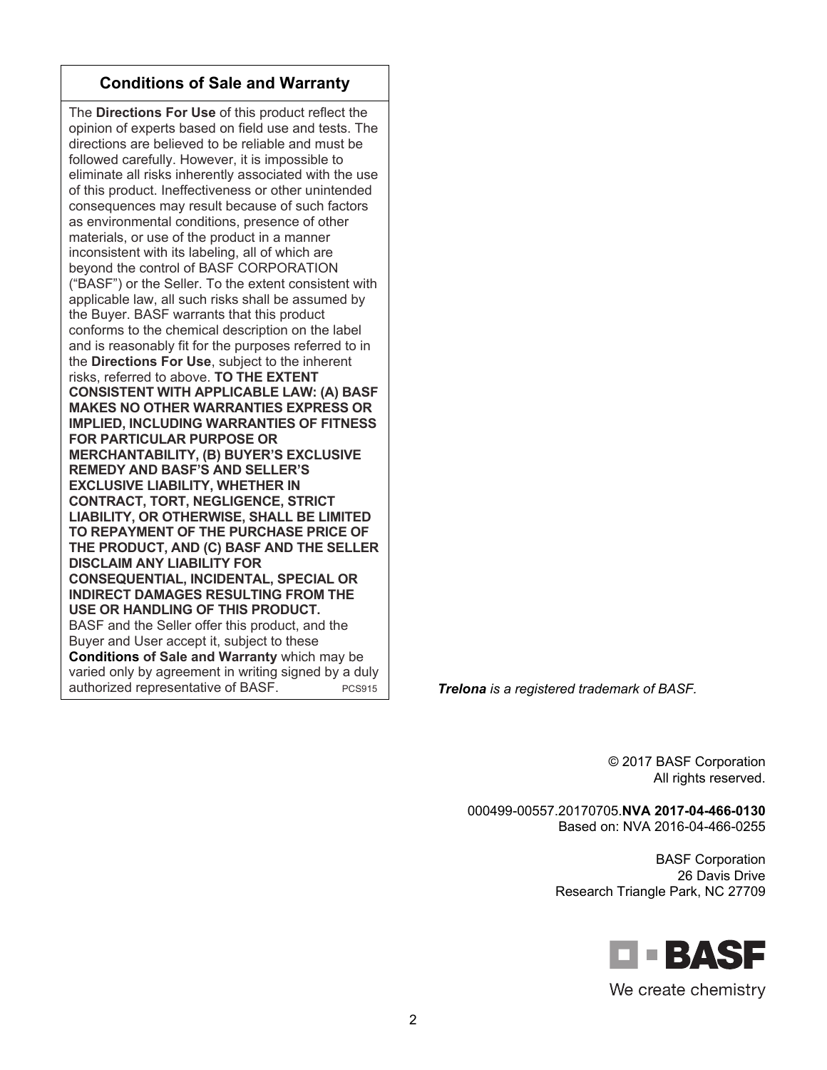## Conditions of Sale and Warranty

The **Directions For Use** of this product reflect the opinion of experts based on field use and tests. The directions are believed to be reliable and must be followed carefully. However, it is impossible to eliminate all risks inherently associated with the use of this product. Ineffectiveness or other unintended consequences may result because of such factors as environmental conditions, presence of other materials, or use of the product in a manner inconsistent with its labeling, all of which are beyond the control of BASF CORPORATION ("BASF") or the Seller. To the extent consistent with applicable law, all such risks shall be assumed by the Buyer. BASF warrants that this product conforms to the chemical description on the label and is reasonably fit for the purposes referred to in the **Directions For Use**, subject to the inherent risks, referred to above. **TO THE EXTENT CONSISTENT WITH APPLICABLE LAW: (A) BASF MAKES NO OTHER WARRANTIES EXPRESS OR IMPLIED, INCLUDING WARRANTIES OF FITNESS FOR PARTICULAR PURPOSE OR MERCHANTABILITY, (B) BUYER'S EXCLUSIVE REMEDY AND BASF'S AND SELLER'S EXCLUSIVE LIABILITY, WHETHER IN CONTRACT, TORT, NEGLIGENCE, STRICT LIABILITY, OR OTHERWISE, SHALL BE LIMITED TO REPAYMENT OF THE PURCHASE PRICE OF THE PRODUCT, AND (C) BASF AND THE SELLER DISCLAIM ANY LIABILITY FOR CONSEQUENTIAL, INCIDENTAL, SPECIAL OR INDIRECT DAMAGES RESULTING FROM THE USE OR HANDLING OF THIS PRODUCT.** BASF and the Seller offer this product, and the Buyer and User accept it, subject to these **Conditions of Sale and Warranty** which may be varied only by agreement in writing signed by a duly authorized representative of BASF. PCS915

***Trelona** is a registered trademark of BASF.*

© 2017 BASF Corporation
All rights reserved.

000499-00557.20170705.**NVA 2017-04-466-0130**
Based on: NVA 2016-04-466-0255

BASF Corporation
26 Davis Drive
Research Triangle Park, NC 27709

BASF
We create chemistry